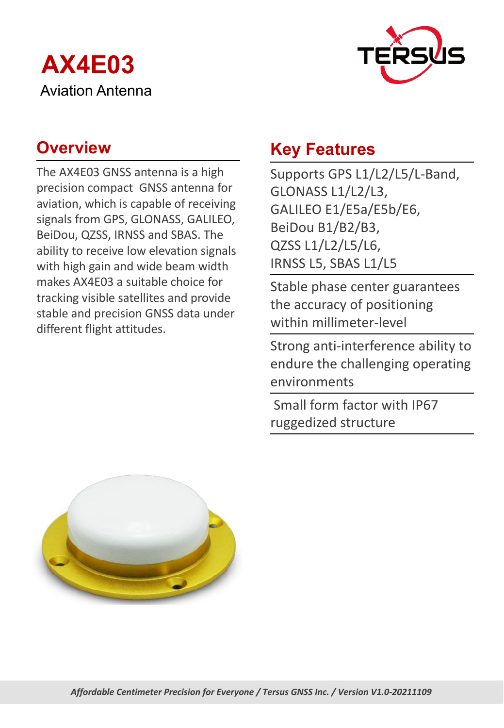# AX4E03

Aviation Antenna

## Overview

The AX4E03 GNSS antenna is a high precision compact GNSS antenna for aviation, which is capable of receiving signals from GPS, GLONASS, GALILEO, BeiDou, QZSS, IRNSS and SBAS. The ability to receive low elevation signals with high gain and wide beam width makes AX4E03 a suitable choice for tracking visible satellites and provide stable and precision GNSS data under different flight attitudes.

## Key Features

- Supports GPS L1/L2/L5/L-Band, GLONASS L1/L2/L3, GALILEO E1/E5a/E5b/E6, BeiDou B1/B2/B3, QZSS L1/L2/L5/L6, IRNSS L5, SBAS L1/L5
- Stable phase center guarantees the accuracy of positioning within millimeter-level
- Strong anti-interference ability to endure the challenging operating environments
- Small form factor with IP67 ruggedized structure

*Affordable Centimeter Precision for Everyone / Tersus GNSS Inc. / Version V1.0-20211109*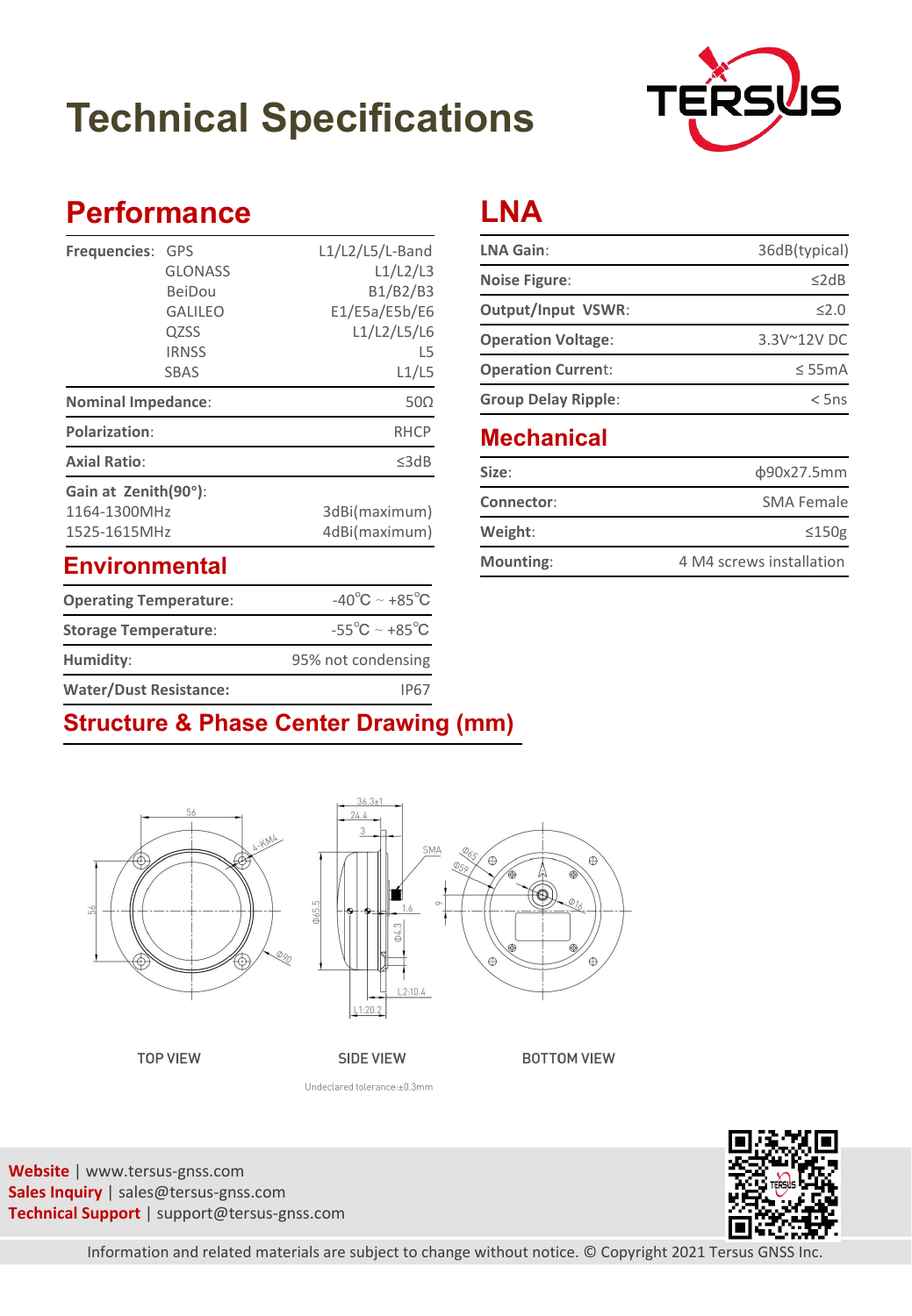# Technical Specifications

## Performance

| | | |
|---|---|---|
| **Frequencies**: | GPS | L1/L2/L5/L-Band |
| | GLONASS | L1/L2/L3 |
| | BeiDou | B1/B2/B3 |
| | GALILEO | E1/E5a/E5b/E6 |
| | QZSS | L1/L2/L5/L6 |
| | IRNSS | L5 |
| | SBAS | L1/L5 |
| **Nominal Impedance**: | | 50Ω |
| **Polarization**: | | RHCP |
| **Axial Ratio**: | | ≤3dB |
| **Gain at Zenith(90°)**: | | |
| 1164-1300MHz | | 3dBi(maximum) |
| 1525-1615MHz | | 4dBi(maximum) |

## Environmental

| | |
|---|---|
| **Operating Temperature**: | -40℃ ~ +85℃ |
| **Storage Temperature**: | -55℃ ~ +85℃ |
| **Humidity**: | 95% not condensing |
| **Water/Dust Resistance:** | IP67 |

## LNA

| | |
|---|---|
| **LNA Gain**: | 36dB(typical) |
| **Noise Figure**: | ≤2dB |
| **Output/Input VSWR**: | ≤2.0 |
| **Operation Voltage**: | 3.3V~12V DC |
| **Operation Current**: | ≤ 55mA |
| **Group Delay Ripple**: | < 5ns |

## Mechanical

| | |
|---|---|
| **Size**: | ϕ90x27.5mm |
| **Connector**: | SMA Female |
| **Weight**: | ≤150g |
| **Mounting**: | 4 M4 screws installation |

## Structure & Phase Center Drawing (mm)

56
4-KM4
56
Φ90
36.3±1
24.4
3
SMA
1.6
Φ65.5
Φ4.3
9
L2:10.4
L1:20.2
Φ65
Φ59
Φ16

TOP VIEW

SIDE VIEW

BOTTOM VIEW

Undeclared tolerance:±0.3mm

**Website** | www.tersus-gnss.com
**Sales Inquiry** | sales@tersus-gnss.com
**Technical Support** | support@tersus-gnss.com

Information and related materials are subject to change without notice. © Copyright 2021 Tersus GNSS Inc.